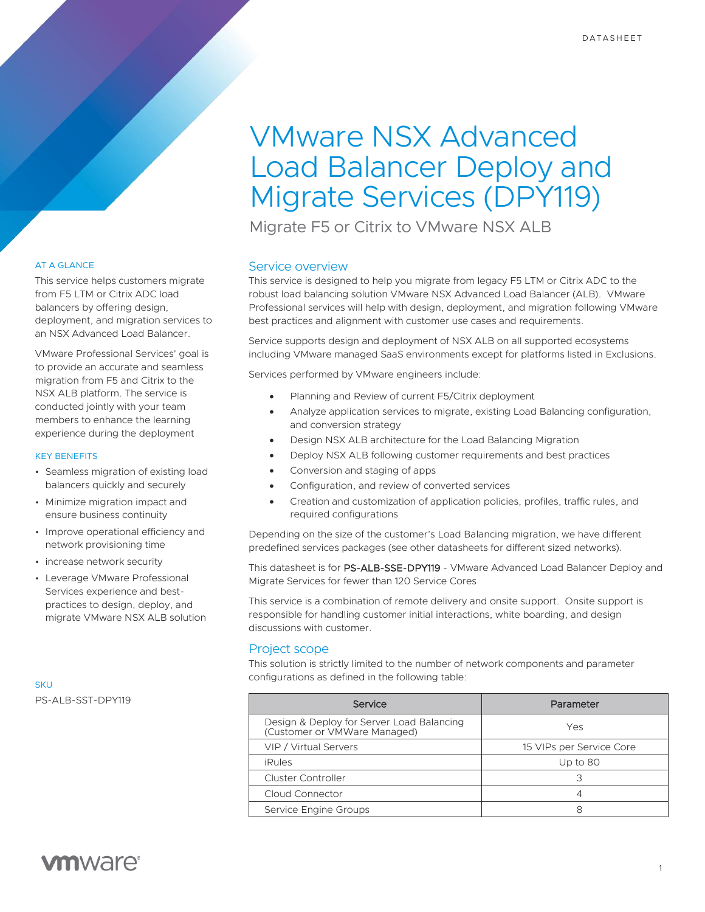DATASHEET

# VMware NSX Advanced Load Balancer Deploy and Migrate Services (DPY119)

## Migrate F5 or Citrix to VMware NSX ALB

### AT A GLANCE

This service helps customers migrate from F5 LTM or Citrix ADC load balancers by offering design, deployment, and migration services to an NSX Advanced Load Balancer.

VMware Professional Services' goal is to provide an accurate and seamless migration from F5 and Citrix to the NSX ALB platform. The service is conducted jointly with your team members to enhance the learning experience during the deployment

### KEY BENEFITS

- Seamless migration of existing load balancers quickly and securely
- Minimize migration impact and ensure business continuity
- Improve operational efficiency and network provisioning time
- increase network security
- Leverage VMware Professional Services experience and best-practices to design, deploy, and migrate VMware NSX ALB solution

### SKU

PS-ALB-SST-DPY119

## Service overview

This service is designed to help you migrate from legacy F5 LTM or Citrix ADC to the robust load balancing solution VMware NSX Advanced Load Balancer (ALB). VMware Professional services will help with design, deployment, and migration following VMware best practices and alignment with customer use cases and requirements.

Service supports design and deployment of NSX ALB on all supported ecosystems including VMware managed SaaS environments except for platforms listed in Exclusions.

Services performed by VMware engineers include:

- Planning and Review of current F5/Citrix deployment
- Analyze application services to migrate, existing Load Balancing configuration, and conversion strategy
- Design NSX ALB architecture for the Load Balancing Migration
- Deploy NSX ALB following customer requirements and best practices
- Conversion and staging of apps
- Configuration, and review of converted services
- Creation and customization of application policies, profiles, traffic rules, and required configurations

Depending on the size of the customer's Load Balancing migration, we have different predefined services packages (see other datasheets for different sized networks).

This datasheet is for PS-ALB-SSE-DPY119 - VMware Advanced Load Balancer Deploy and Migrate Services for fewer than 120 Service Cores

This service is a combination of remote delivery and onsite support. Onsite support is responsible for handling customer initial interactions, white boarding, and design discussions with customer.

## Project scope

This solution is strictly limited to the number of network components and parameter configurations as defined in the following table:

| Service | Parameter |
|---|---|
| Design & Deploy for Server Load Balancing (Customer or VMWare Managed) | Yes |
| VIP / Virtual Servers | 15 VIPs per Service Core |
| iRules | Up to 80 |
| Cluster Controller | 3 |
| Cloud Connector | 4 |
| Service Engine Groups | 8 |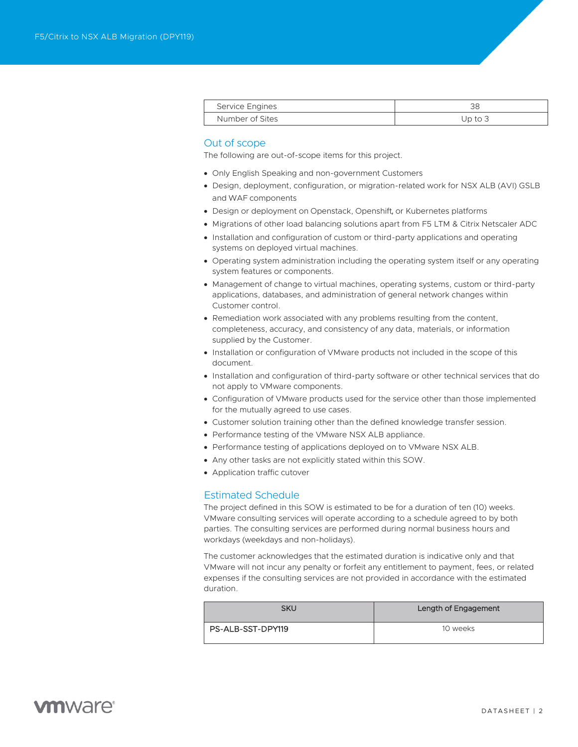| Service Engines | 38 |
| --- | --- |
| Number of Sites | Up to 3 |

## Out of scope

The following are out-of-scope items for this project.

- Only English Speaking and non-government Customers
- Design, deployment, configuration, or migration-related work for NSX ALB (AVI) GSLB and WAF components
- Design or deployment on Openstack, Openshift, or Kubernetes platforms
- Migrations of other load balancing solutions apart from F5 LTM & Citrix Netscaler ADC
- Installation and configuration of custom or third-party applications and operating systems on deployed virtual machines.
- Operating system administration including the operating system itself or any operating system features or components.
- Management of change to virtual machines, operating systems, custom or third-party applications, databases, and administration of general network changes within Customer control.
- Remediation work associated with any problems resulting from the content, completeness, accuracy, and consistency of any data, materials, or information supplied by the Customer.
- Installation or configuration of VMware products not included in the scope of this document.
- Installation and configuration of third-party software or other technical services that do not apply to VMware components.
- Configuration of VMware products used for the service other than those implemented for the mutually agreed to use cases.
- Customer solution training other than the defined knowledge transfer session.
- Performance testing of the VMware NSX ALB appliance.
- Performance testing of applications deployed on to VMware NSX ALB.
- Any other tasks are not explicitly stated within this SOW.
- Application traffic cutover

## Estimated Schedule

The project defined in this SOW is estimated to be for a duration of ten (10) weeks. VMware consulting services will operate according to a schedule agreed to by both parties. The consulting services are performed during normal business hours and workdays (weekdays and non-holidays).

The customer acknowledges that the estimated duration is indicative only and that VMware will not incur any penalty or forfeit any entitlement to payment, fees, or related expenses if the consulting services are not provided in accordance with the estimated duration.

| SKU | Length of Engagement |
| --- | --- |
| PS-ALB-SST-DPY119 | 10 weeks |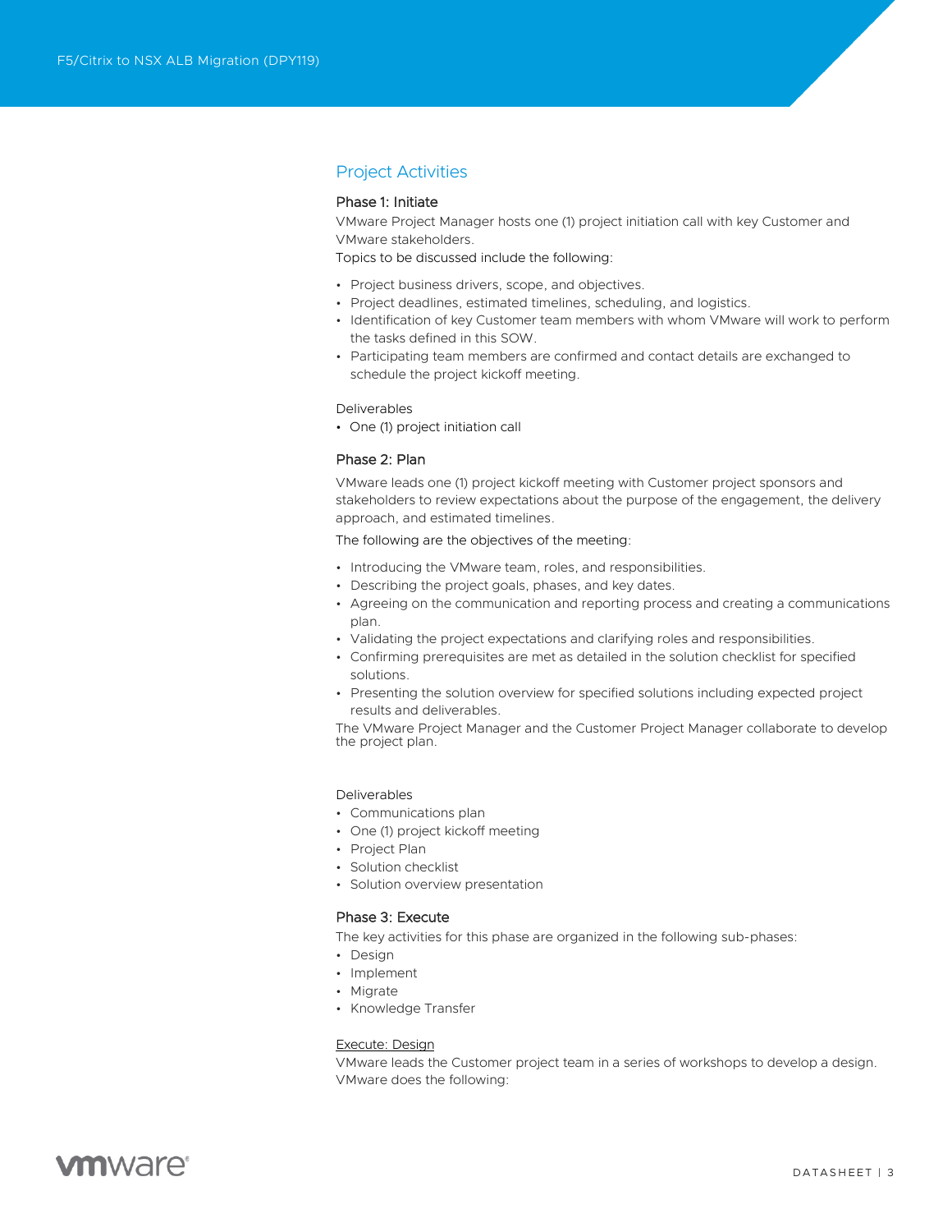## Project Activities

### Phase 1: Initiate

VMware Project Manager hosts one (1) project initiation call with key Customer and VMware stakeholders.

Topics to be discussed include the following:

- Project business drivers, scope, and objectives.
- Project deadlines, estimated timelines, scheduling, and logistics.
- Identification of key Customer team members with whom VMware will work to perform the tasks defined in this SOW.
- Participating team members are confirmed and contact details are exchanged to schedule the project kickoff meeting.

Deliverables

- One (1) project initiation call

### Phase 2: Plan

VMware leads one (1) project kickoff meeting with Customer project sponsors and stakeholders to review expectations about the purpose of the engagement, the delivery approach, and estimated timelines.

The following are the objectives of the meeting:

- Introducing the VMware team, roles, and responsibilities.
- Describing the project goals, phases, and key dates.
- Agreeing on the communication and reporting process and creating a communications plan.
- Validating the project expectations and clarifying roles and responsibilities.
- Confirming prerequisites are met as detailed in the solution checklist for specified solutions.
- Presenting the solution overview for specified solutions including expected project results and deliverables.

The VMware Project Manager and the Customer Project Manager collaborate to develop the project plan.

Deliverables

- Communications plan
- One (1) project kickoff meeting
- Project Plan
- Solution checklist
- Solution overview presentation

### Phase 3: Execute

The key activities for this phase are organized in the following sub-phases:

- Design
- Implement
- Migrate
- Knowledge Transfer

<u>Execute: Design</u>

VMware leads the Customer project team in a series of workshops to develop a design. VMware does the following: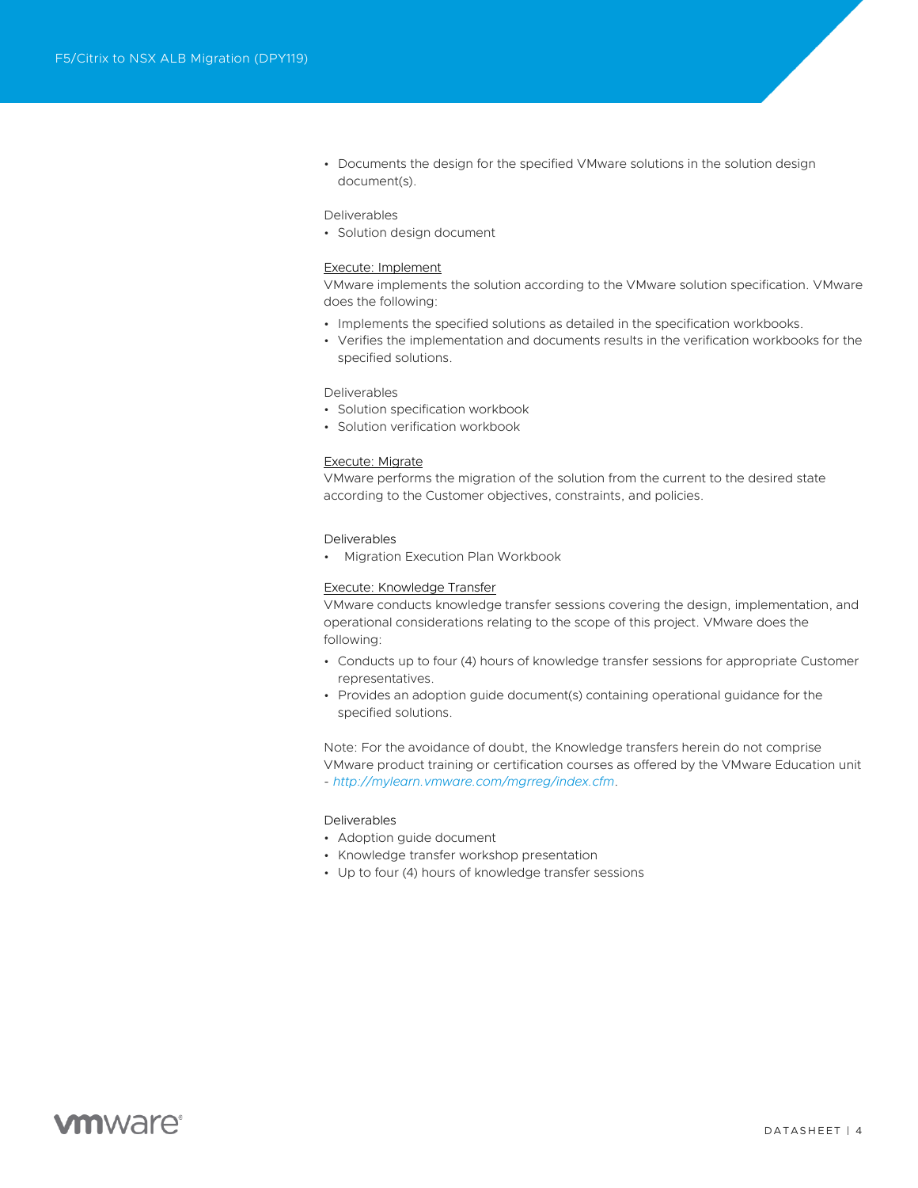- Documents the design for the specified VMware solutions in the solution design document(s).

Deliverables

- Solution design document

<u>Execute: Implement</u>

VMware implements the solution according to the VMware solution specification. VMware does the following:

- Implements the specified solutions as detailed in the specification workbooks.
- Verifies the implementation and documents results in the verification workbooks for the specified solutions.

Deliverables

- Solution specification workbook
- Solution verification workbook

<u>Execute: Migrate</u>

VMware performs the migration of the solution from the current to the desired state according to the Customer objectives, constraints, and policies.

Deliverables

- Migration Execution Plan Workbook

<u>Execute: Knowledge Transfer</u>

VMware conducts knowledge transfer sessions covering the design, implementation, and operational considerations relating to the scope of this project. VMware does the following:

- Conducts up to four (4) hours of knowledge transfer sessions for appropriate Customer representatives.
- Provides an adoption guide document(s) containing operational guidance for the specified solutions.

Note: For the avoidance of doubt, the Knowledge transfers herein do not comprise VMware product training or certification courses as offered by the VMware Education unit - *http://mylearn.vmware.com/mgrreg/index.cfm*.

Deliverables

- Adoption guide document
- Knowledge transfer workshop presentation
- Up to four (4) hours of knowledge transfer sessions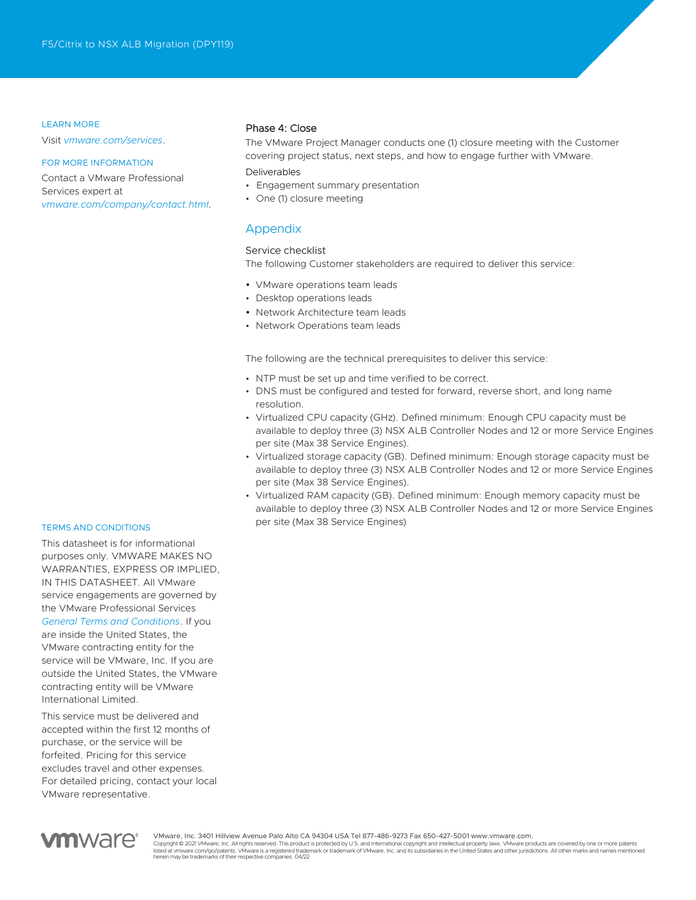### Phase 4: Close

The VMware Project Manager conducts one (1) closure meeting with the Customer covering project status, next steps, and how to engage further with VMware.

Deliverables

- Engagement summary presentation
- One (1) closure meeting

## Appendix

### Service checklist

The following Customer stakeholders are required to deliver this service:

- VMware operations team leads
- Desktop operations leads
- Network Architecture team leads
- Network Operations team leads

The following are the technical prerequisites to deliver this service:

- NTP must be set up and time verified to be correct.
- DNS must be configured and tested for forward, reverse short, and long name resolution.
- Virtualized CPU capacity (GHz). Defined minimum: Enough CPU capacity must be available to deploy three (3) NSX ALB Controller Nodes and 12 or more Service Engines per site (Max 38 Service Engines).
- Virtualized storage capacity (GB). Defined minimum: Enough storage capacity must be available to deploy three (3) NSX ALB Controller Nodes and 12 or more Service Engines per site (Max 38 Service Engines).
- Virtualized RAM capacity (GB). Defined minimum: Enough memory capacity must be available to deploy three (3) NSX ALB Controller Nodes and 12 or more Service Engines per site (Max 38 Service Engines)

LEARN MORE

Visit *vmware.com/services*.

FOR MORE INFORMATION

Contact a VMware Professional Services expert at *vmware.com/company/contact.html*.

TERMS AND CONDITIONS

This datasheet is for informational purposes only. VMWARE MAKES NO WARRANTIES, EXPRESS OR IMPLIED, IN THIS DATASHEET. All VMware service engagements are governed by the VMware Professional Services *General Terms and Conditions*. If you are inside the United States, the VMware contracting entity for the service will be VMware, Inc. If you are outside the United States, the VMware contracting entity will be VMware International Limited.

This service must be delivered and accepted within the first 12 months of purchase, or the service will be forfeited. Pricing for this service excludes travel and other expenses. For detailed pricing, contact your local VMware representative.

VMware, Inc. 3401 Hillview Avenue Palo Alto CA 94304 USA Tel 877-486-9273 Fax 650-427-5001 www.vmware.com.
Copyright © 2021 VMware, Inc. All rights reserved. This product is protected by U.S. and international copyright and intellectual property laws. VMware products are covered by one or more patents listed at vmware.com/go/patents. VMware is a registered trademark or trademark of VMware, Inc. and its subsidiaries in the United States and other jurisdictions. All other marks and names mentioned herein may be trademarks of their respective companies. 04/22